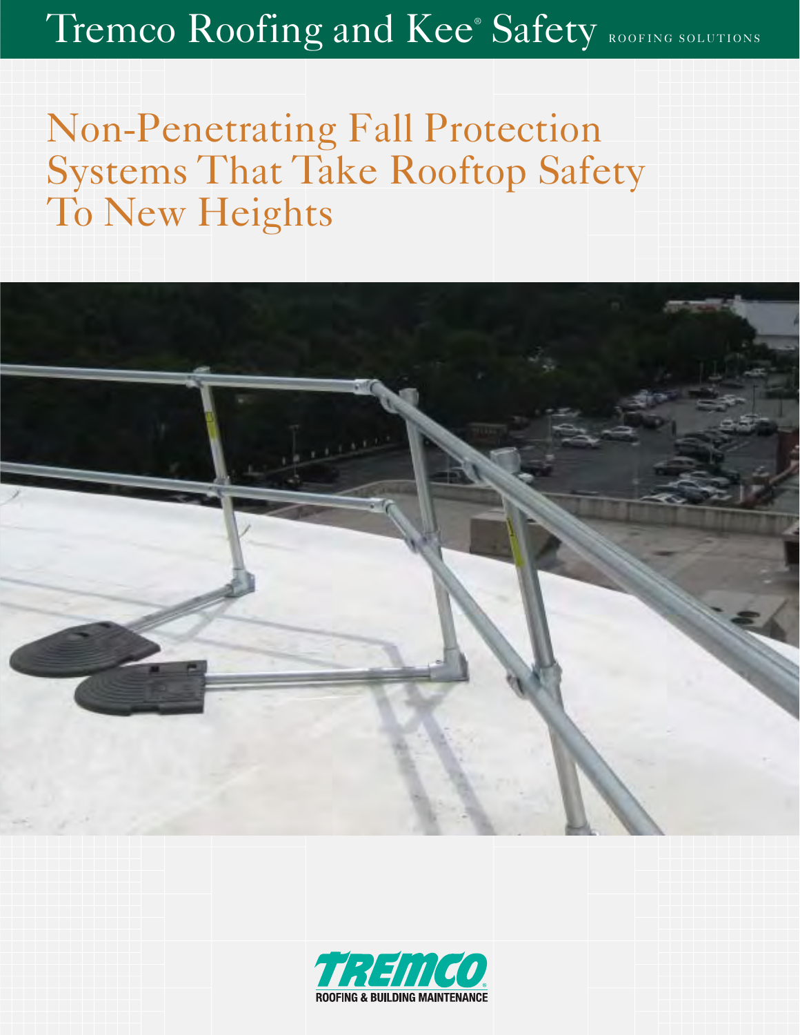# Tremco Roofing and Kee® Safety ROOFING SOLUTIONS

## Non-Penetrating Fall Protection Systems That Take Rooftop Safety To New Heights

TREMCO® ROOFING & BUILDING MAINTENANCE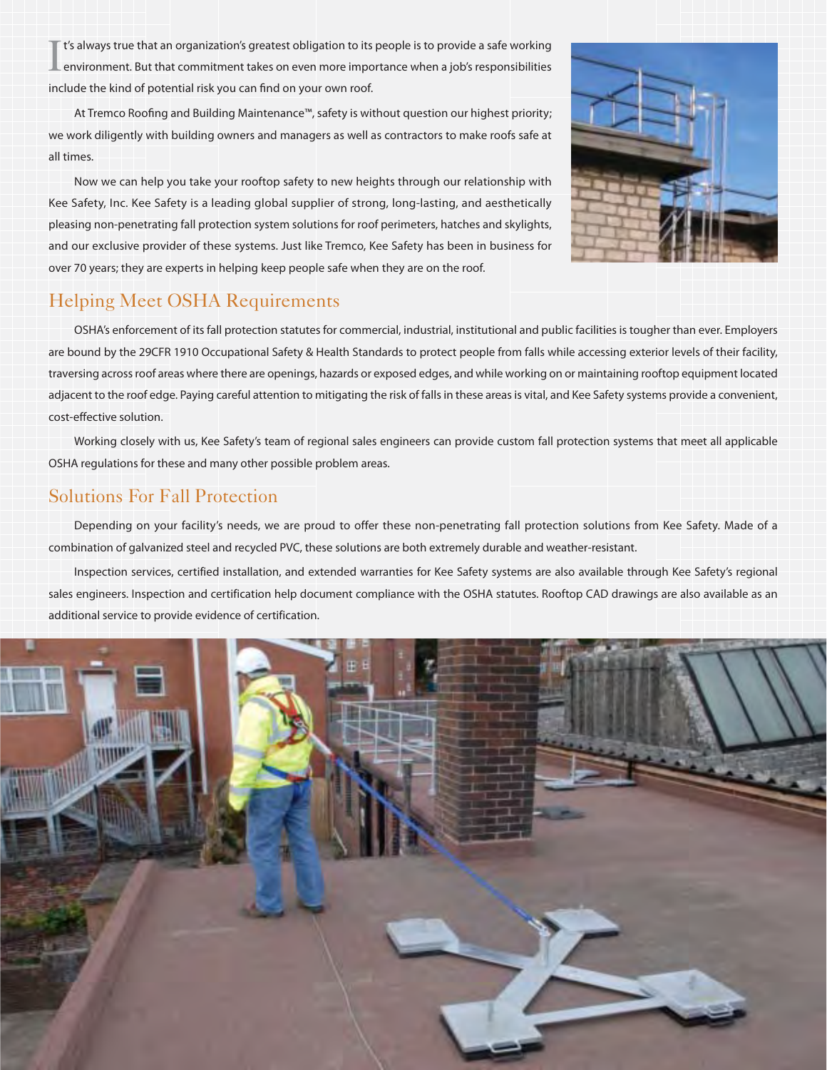It's always true that an organization's greatest obligation to its people is to provide a safe working environment. But that commitment takes on even more importance when a job's responsibilities include the kind of potential risk you can find on your own roof.

At Tremco Roofing and Building Maintenance™, safety is without question our highest priority; we work diligently with building owners and managers as well as contractors to make roofs safe at all times.

Now we can help you take your rooftop safety to new heights through our relationship with Kee Safety, Inc. Kee Safety is a leading global supplier of strong, long-lasting, and aesthetically pleasing non-penetrating fall protection system solutions for roof perimeters, hatches and skylights, and our exclusive provider of these systems. Just like Tremco, Kee Safety has been in business for over 70 years; they are experts in helping keep people safe when they are on the roof.

## Helping Meet OSHA Requirements

OSHA's enforcement of its fall protection statutes for commercial, industrial, institutional and public facilities is tougher than ever. Employers are bound by the 29CFR 1910 Occupational Safety & Health Standards to protect people from falls while accessing exterior levels of their facility, traversing across roof areas where there are openings, hazards or exposed edges, and while working on or maintaining rooftop equipment located adjacent to the roof edge. Paying careful attention to mitigating the risk of falls in these areas is vital, and Kee Safety systems provide a convenient, cost-effective solution.

Working closely with us, Kee Safety's team of regional sales engineers can provide custom fall protection systems that meet all applicable OSHA regulations for these and many other possible problem areas.

## Solutions For Fall Protection

Depending on your facility's needs, we are proud to offer these non-penetrating fall protection solutions from Kee Safety. Made of a combination of galvanized steel and recycled PVC, these solutions are both extremely durable and weather-resistant.

Inspection services, certified installation, and extended warranties for Kee Safety systems are also available through Kee Safety's regional sales engineers. Inspection and certification help document compliance with the OSHA statutes. Rooftop CAD drawings are also available as an additional service to provide evidence of certification.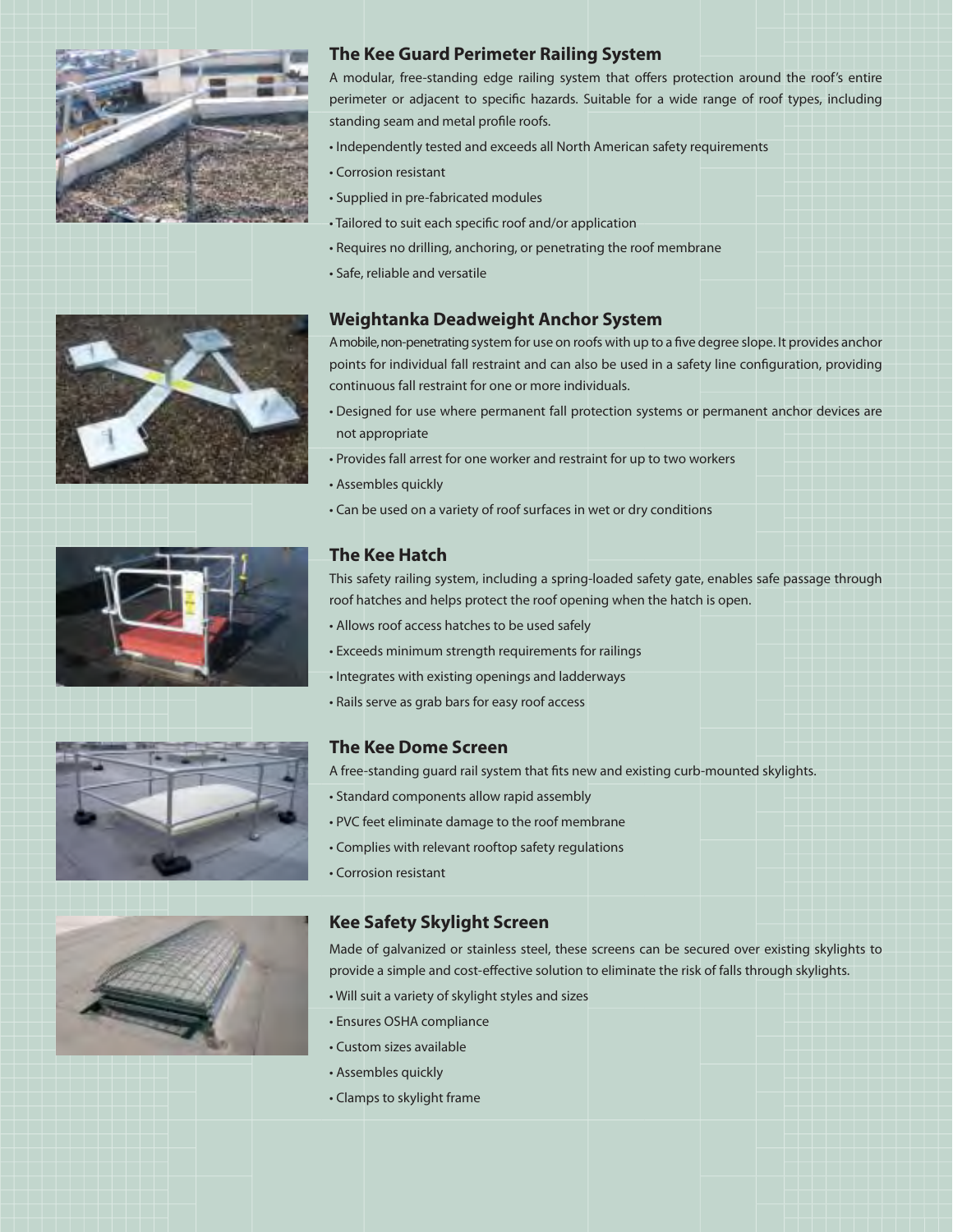## The Kee Guard Perimeter Railing System

A modular, free-standing edge railing system that offers protection around the roof's entire perimeter or adjacent to specific hazards. Suitable for a wide range of roof types, including standing seam and metal profile roofs.

- Independently tested and exceeds all North American safety requirements
- Corrosion resistant
- Supplied in pre-fabricated modules
- Tailored to suit each specific roof and/or application
- Requires no drilling, anchoring, or penetrating the roof membrane
- Safe, reliable and versatile

## Weightanka Deadweight Anchor System

A mobile, non-penetrating system for use on roofs with up to a five degree slope. It provides anchor points for individual fall restraint and can also be used in a safety line configuration, providing continuous fall restraint for one or more individuals.

- Designed for use where permanent fall protection systems or permanent anchor devices are not appropriate
- Provides fall arrest for one worker and restraint for up to two workers
- Assembles quickly
- Can be used on a variety of roof surfaces in wet or dry conditions

## The Kee Hatch

This safety railing system, including a spring-loaded safety gate, enables safe passage through roof hatches and helps protect the roof opening when the hatch is open.

- Allows roof access hatches to be used safely
- Exceeds minimum strength requirements for railings
- Integrates with existing openings and ladderways
- Rails serve as grab bars for easy roof access

## The Kee Dome Screen

A free-standing guard rail system that fits new and existing curb-mounted skylights.

- Standard components allow rapid assembly
- PVC feet eliminate damage to the roof membrane
- Complies with relevant rooftop safety regulations
- Corrosion resistant

## Kee Safety Skylight Screen

Made of galvanized or stainless steel, these screens can be secured over existing skylights to provide a simple and cost-effective solution to eliminate the risk of falls through skylights.

- Will suit a variety of skylight styles and sizes
- Ensures OSHA compliance
- Custom sizes available
- Assembles quickly
- Clamps to skylight frame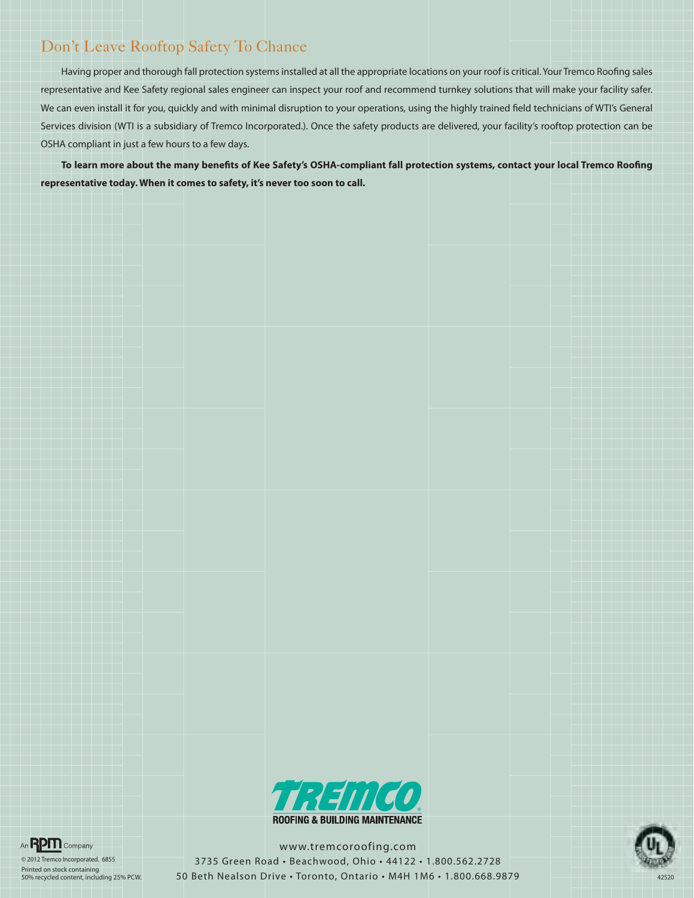## Don't Leave Rooftop Safety To Chance

Having proper and thorough fall protection systems installed at all the appropriate locations on your roof is critical. Your Tremco Roofing sales representative and Kee Safety regional sales engineer can inspect your roof and recommend turnkey solutions that will make your facility safer. We can even install it for you, quickly and with minimal disruption to your operations, using the highly trained field technicians of WTI's General Services division (WTI is a subsidiary of Tremco Incorporated.). Once the safety products are delivered, your facility's rooftop protection can be OSHA compliant in just a few hours to a few days.

**To learn more about the many benefits of Kee Safety's OSHA-compliant fall protection systems, contact your local Tremco Roofing representative today. When it comes to safety, it's never too soon to call.**

TREMCO®
ROOFING & BUILDING MAINTENANCE

www.tremcoroofing.com
3735 Green Road • Beachwood, Ohio • 44122 • 1.800.562.2728
50 Beth Nealson Drive • Toronto, Ontario • M4H 1M6 • 1.800.668.9879

An RPM Company
© 2012 Tremco Incorporated. 6855
Printed on stock containing 50% recycled content, including 25% PCW.

42520